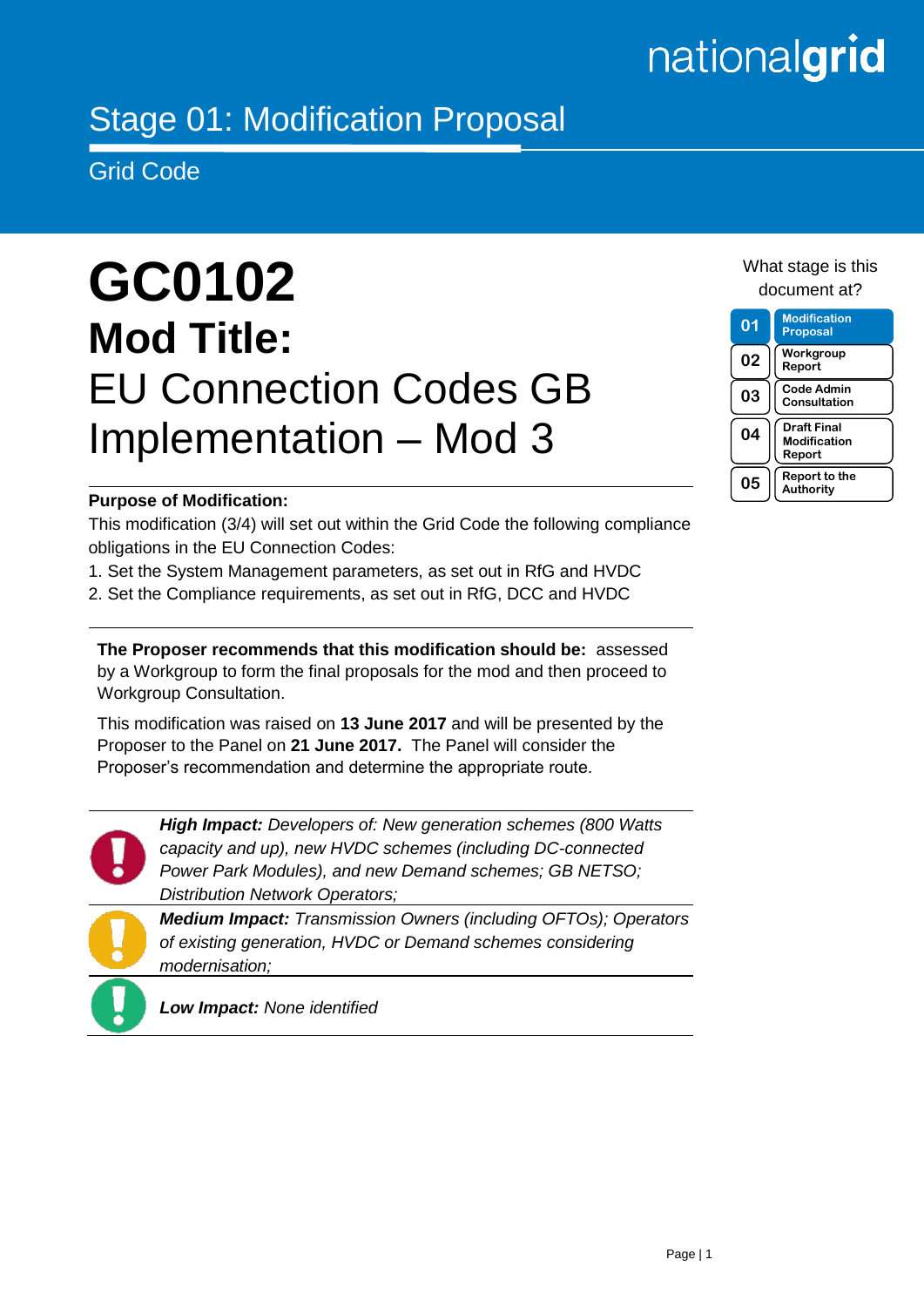nationalgrid

# Stage 01: Modification Proposal

Grid Code

# GC0102

## Mod Title:

## EU Connection Codes GB Implementation – Mod 3

What stage is this document at?

| | |
|---|---|
| 01 | Modification Proposal |
| 02 | Workgroup Report |
| 03 | Code Admin Consultation |
| 04 | Draft Final Modification Report |
| 05 | Report to the Authority |

**Purpose of Modification:**

This modification (3/4) will set out within the Grid Code the following compliance obligations in the EU Connection Codes:

1. Set the System Management parameters, as set out in RfG and HVDC
2. Set the Compliance requirements, as set out in RfG, DCC and HVDC

**The Proposer recommends that this modification should be:** assessed by a Workgroup to form the final proposals for the mod and then proceed to Workgroup Consultation.

This modification was raised on **13 June 2017** and will be presented by the Proposer to the Panel on **21 June 2017.** The Panel will consider the Proposer's recommendation and determine the appropriate route.

***High Impact:*** *Developers of: New generation schemes (800 Watts capacity and up), new HVDC schemes (including DC-connected Power Park Modules), and new Demand schemes; GB NETSO; Distribution Network Operators;*

***Medium Impact:*** *Transmission Owners (including OFTOs); Operators of existing generation, HVDC or Demand schemes considering modernisation;*

***Low Impact:*** *None identified*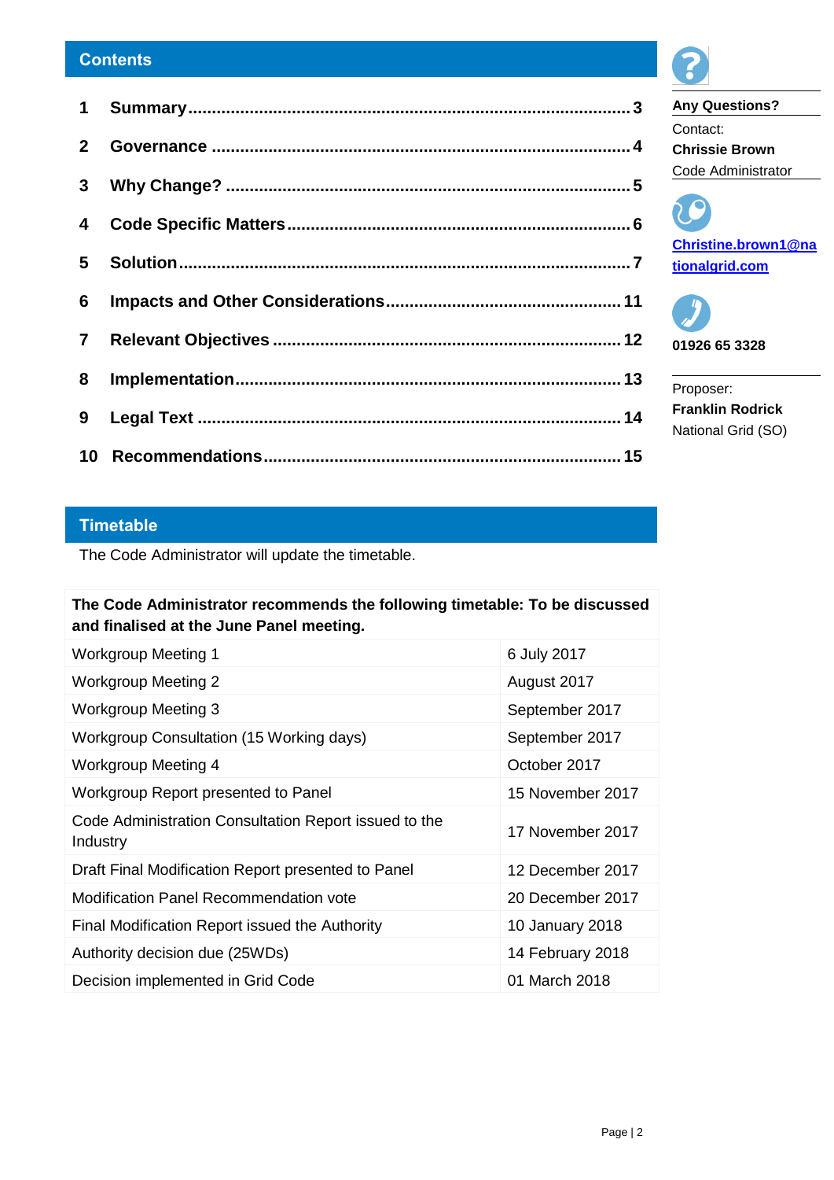## Contents

| | | |
|---|---|---|
| 1 | **Summary** | 3 |
| 2 | **Governance** | 4 |
| 3 | **Why Change?** | 5 |
| 4 | **Code Specific Matters** | 6 |
| 5 | **Solution** | 7 |
| 6 | **Impacts and Other Considerations** | 11 |
| 7 | **Relevant Objectives** | 12 |
| 8 | **Implementation** | 13 |
| 9 | **Legal Text** | 14 |
| 10 | **Recommendations** | 15 |

**Any Questions?**

Contact:
**Chrissie Brown**
Code Administrator

Christine.brown1@nationalgrid.com

**01926 65 3328**

Proposer:
**Franklin Rodrick**
National Grid (SO)

## Timetable

The Code Administrator will update the timetable.

| **The Code Administrator recommends the following timetable: To be discussed and finalised at the June Panel meeting.** | |
|---|---|
| Workgroup Meeting 1 | 6 July 2017 |
| Workgroup Meeting 2 | August 2017 |
| Workgroup Meeting 3 | September 2017 |
| Workgroup Consultation (15 Working days) | September 2017 |
| Workgroup Meeting 4 | October 2017 |
| Workgroup Report presented to Panel | 15 November 2017 |
| Code Administration Consultation Report issued to the Industry | 17 November 2017 |
| Draft Final Modification Report presented to Panel | 12 December 2017 |
| Modification Panel Recommendation vote | 20 December 2017 |
| Final Modification Report issued the Authority | 10 January 2018 |
| Authority decision due (25WDs) | 14 February 2018 |
| Decision implemented in Grid Code | 01 March 2018 |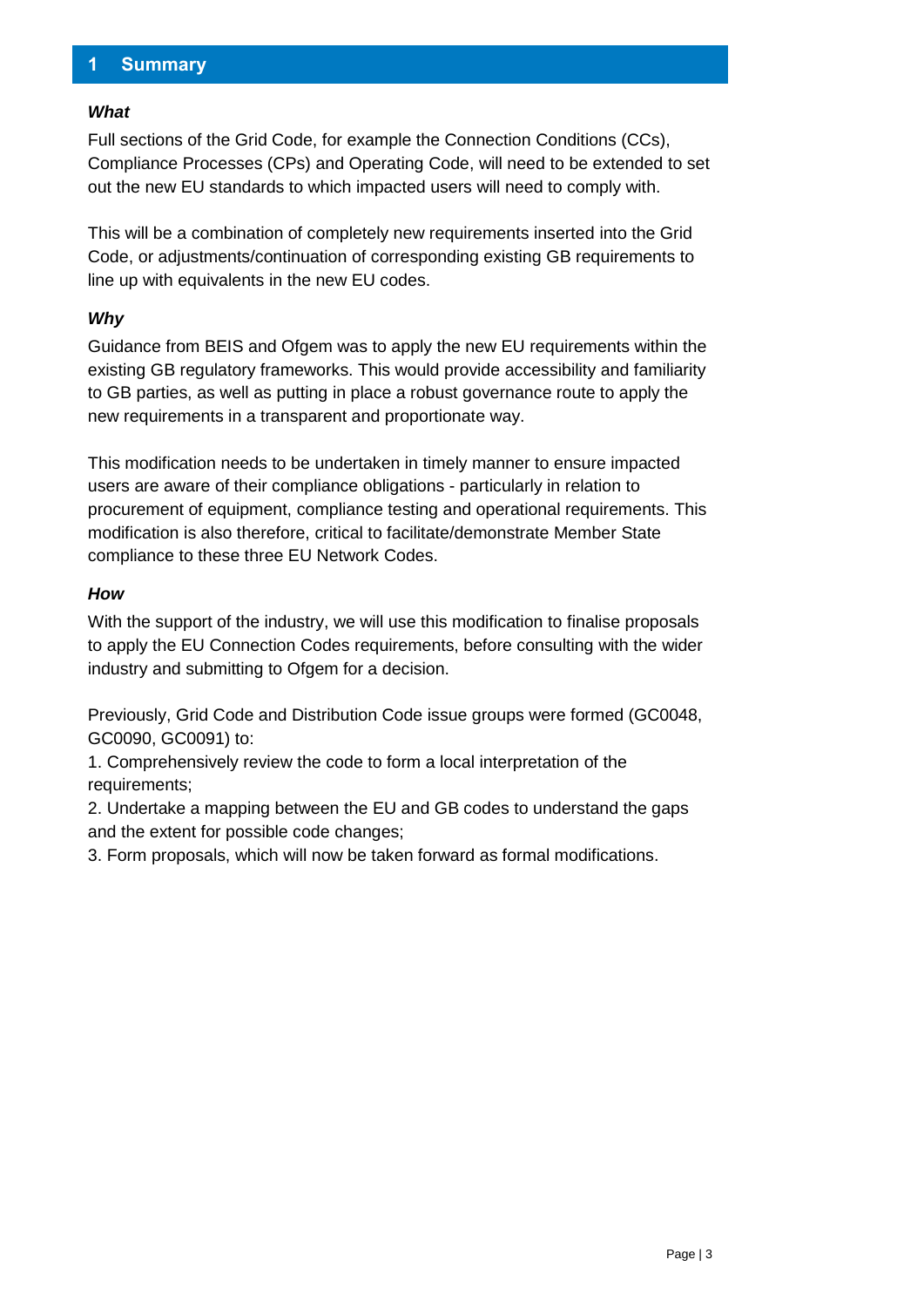# 1 Summary

***What***

Full sections of the Grid Code, for example the Connection Conditions (CCs), Compliance Processes (CPs) and Operating Code, will need to be extended to set out the new EU standards to which impacted users will need to comply with.

This will be a combination of completely new requirements inserted into the Grid Code, or adjustments/continuation of corresponding existing GB requirements to line up with equivalents in the new EU codes.

***Why***

Guidance from BEIS and Ofgem was to apply the new EU requirements within the existing GB regulatory frameworks. This would provide accessibility and familiarity to GB parties, as well as putting in place a robust governance route to apply the new requirements in a transparent and proportionate way.

This modification needs to be undertaken in timely manner to ensure impacted users are aware of their compliance obligations - particularly in relation to procurement of equipment, compliance testing and operational requirements. This modification is also therefore, critical to facilitate/demonstrate Member State compliance to these three EU Network Codes.

***How***

With the support of the industry, we will use this modification to finalise proposals to apply the EU Connection Codes requirements, before consulting with the wider industry and submitting to Ofgem for a decision.

Previously, Grid Code and Distribution Code issue groups were formed (GC0048, GC0090, GC0091) to:

1. Comprehensively review the code to form a local interpretation of the requirements;
2. Undertake a mapping between the EU and GB codes to understand the gaps and the extent for possible code changes;
3. Form proposals, which will now be taken forward as formal modifications.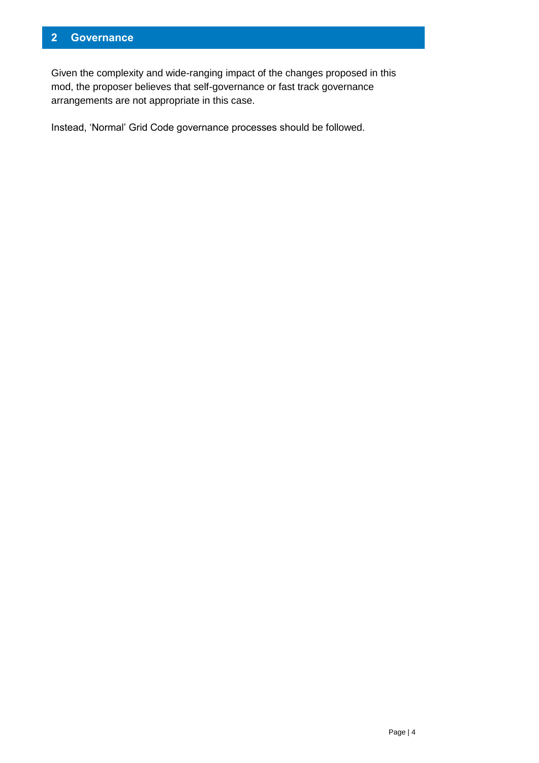## 2 Governance

Given the complexity and wide-ranging impact of the changes proposed in this mod, the proposer believes that self-governance or fast track governance arrangements are not appropriate in this case.

Instead, 'Normal' Grid Code governance processes should be followed.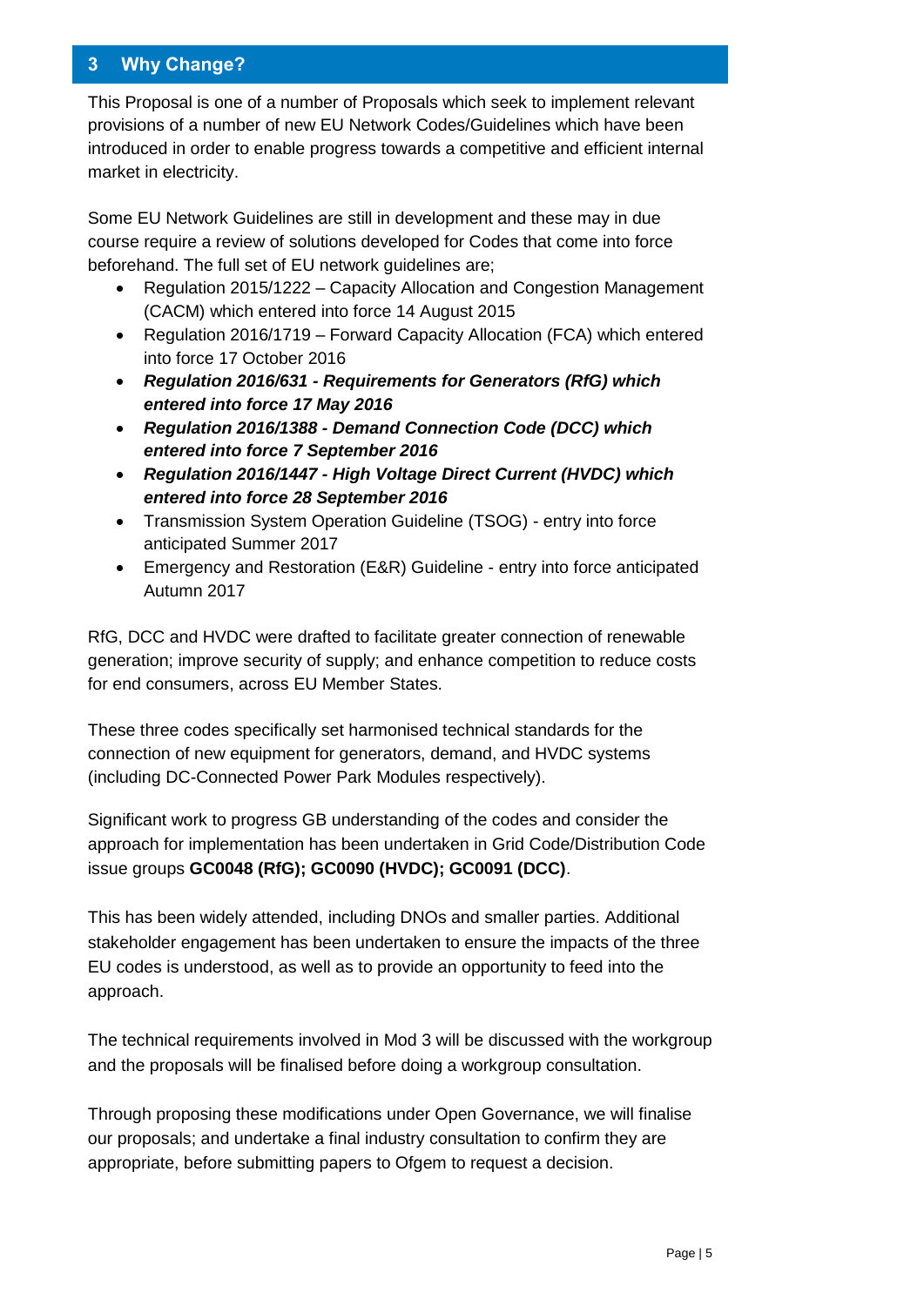## 3 Why Change?

This Proposal is one of a number of Proposals which seek to implement relevant provisions of a number of new EU Network Codes/Guidelines which have been introduced in order to enable progress towards a competitive and efficient internal market in electricity.

Some EU Network Guidelines are still in development and these may in due course require a review of solutions developed for Codes that come into force beforehand. The full set of EU network guidelines are;

- Regulation 2015/1222 – Capacity Allocation and Congestion Management (CACM) which entered into force 14 August 2015
- Regulation 2016/1719 – Forward Capacity Allocation (FCA) which entered into force 17 October 2016
- ***Regulation 2016/631 - Requirements for Generators (RfG) which entered into force 17 May 2016***
- ***Regulation 2016/1388 - Demand Connection Code (DCC) which entered into force 7 September 2016***
- ***Regulation 2016/1447 - High Voltage Direct Current (HVDC) which entered into force 28 September 2016***
- Transmission System Operation Guideline (TSOG) - entry into force anticipated Summer 2017
- Emergency and Restoration (E&R) Guideline - entry into force anticipated Autumn 2017

RfG, DCC and HVDC were drafted to facilitate greater connection of renewable generation; improve security of supply; and enhance competition to reduce costs for end consumers, across EU Member States.

These three codes specifically set harmonised technical standards for the connection of new equipment for generators, demand, and HVDC systems (including DC-Connected Power Park Modules respectively).

Significant work to progress GB understanding of the codes and consider the approach for implementation has been undertaken in Grid Code/Distribution Code issue groups **GC0048 (RfG); GC0090 (HVDC); GC0091 (DCC)**.

This has been widely attended, including DNOs and smaller parties. Additional stakeholder engagement has been undertaken to ensure the impacts of the three EU codes is understood, as well as to provide an opportunity to feed into the approach.

The technical requirements involved in Mod 3 will be discussed with the workgroup and the proposals will be finalised before doing a workgroup consultation.

Through proposing these modifications under Open Governance, we will finalise our proposals; and undertake a final industry consultation to confirm they are appropriate, before submitting papers to Ofgem to request a decision.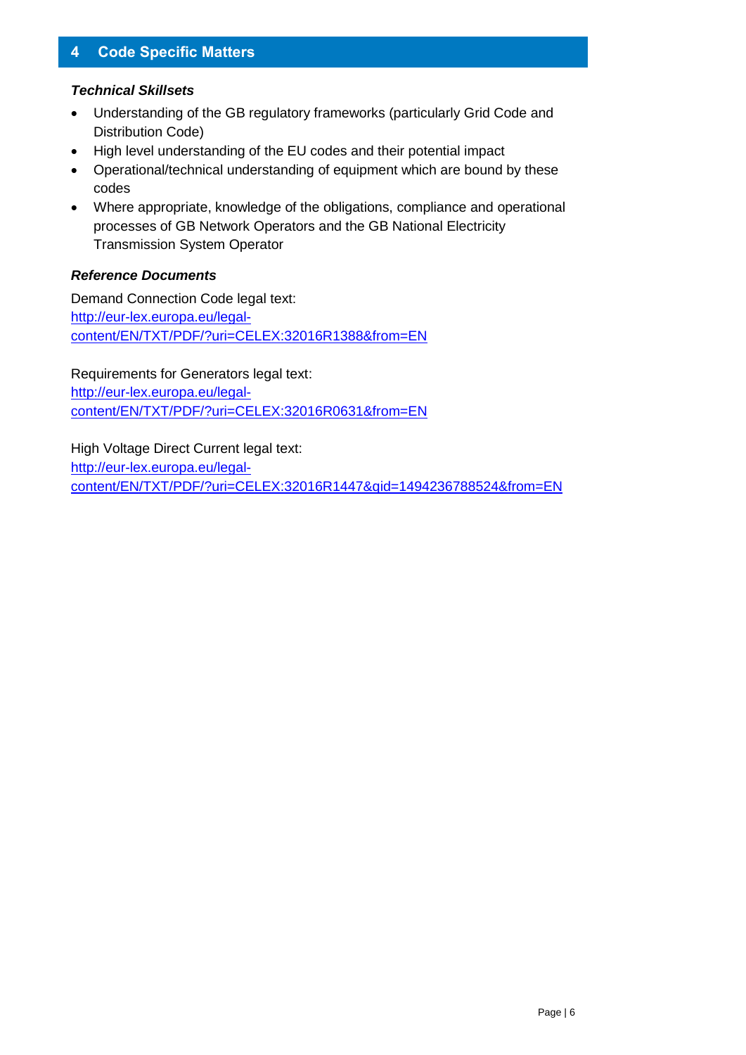## 4 Code Specific Matters

***Technical Skillsets***

- Understanding of the GB regulatory frameworks (particularly Grid Code and Distribution Code)
- High level understanding of the EU codes and their potential impact
- Operational/technical understanding of equipment which are bound by these codes
- Where appropriate, knowledge of the obligations, compliance and operational processes of GB Network Operators and the GB National Electricity Transmission System Operator

***Reference Documents***

Demand Connection Code legal text:
http://eur-lex.europa.eu/legal-content/EN/TXT/PDF/?uri=CELEX:32016R1388&from=EN

Requirements for Generators legal text:
http://eur-lex.europa.eu/legal-content/EN/TXT/PDF/?uri=CELEX:32016R0631&from=EN

High Voltage Direct Current legal text:
http://eur-lex.europa.eu/legal-content/EN/TXT/PDF/?uri=CELEX:32016R1447&qid=1494236788524&from=EN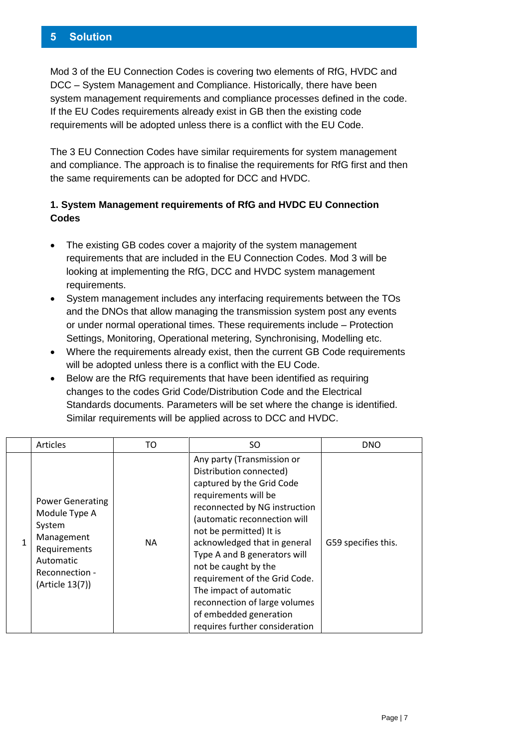## 5 Solution

Mod 3 of the EU Connection Codes is covering two elements of RfG, HVDC and DCC – System Management and Compliance. Historically, there have been system management requirements and compliance processes defined in the code. If the EU Codes requirements already exist in GB then the existing code requirements will be adopted unless there is a conflict with the EU Code.

The 3 EU Connection Codes have similar requirements for system management and compliance. The approach is to finalise the requirements for RfG first and then the same requirements can be adopted for DCC and HVDC.

**1. System Management requirements of RfG and HVDC EU Connection Codes**

- The existing GB codes cover a majority of the system management requirements that are included in the EU Connection Codes. Mod 3 will be looking at implementing the RfG, DCC and HVDC system management requirements.
- System management includes any interfacing requirements between the TOs and the DNOs that allow managing the transmission system post any events or under normal operational times. These requirements include – Protection Settings, Monitoring, Operational metering, Synchronising, Modelling etc.
- Where the requirements already exist, then the current GB Code requirements will be adopted unless there is a conflict with the EU Code.
- Below are the RfG requirements that have been identified as requiring changes to the codes Grid Code/Distribution Code and the Electrical Standards documents. Parameters will be set where the change is identified. Similar requirements will be applied across to DCC and HVDC.

| | Articles | TO | SO | DNO |
|---|---|---|---|---|
| 1 | Power Generating Module Type A System Management Requirements Automatic Reconnection - (Article 13(7)) | NA | Any party (Transmission or Distribution connected) captured by the Grid Code requirements will be reconnected by NG instruction (automatic reconnection will not be permitted) It is acknowledged that in general Type A and B generators will not be caught by the requirement of the Grid Code. The impact of automatic reconnection of large volumes of embedded generation requires further consideration | G59 specifies this. |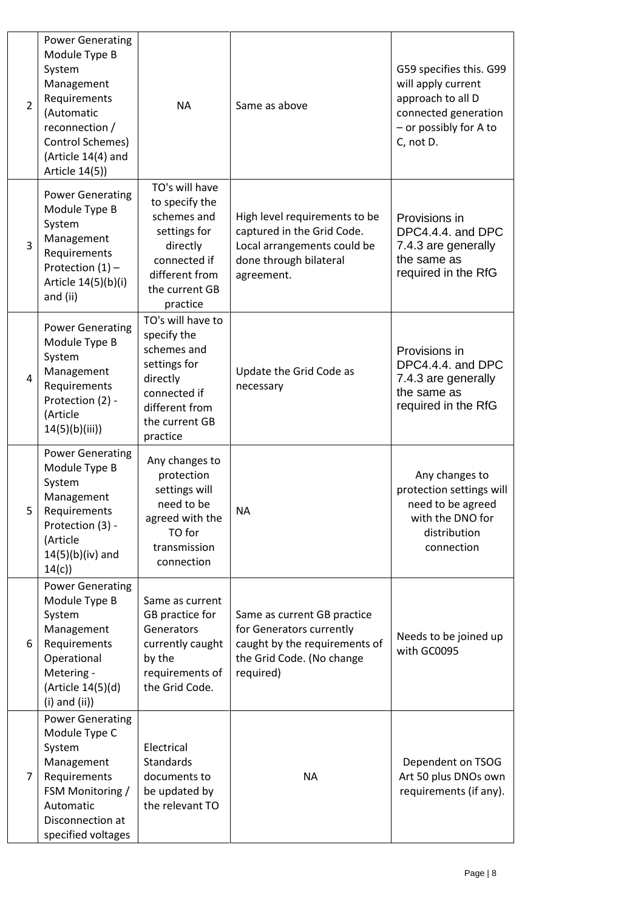| 2 | Power Generating Module Type B System Management Requirements (Automatic reconnection / Control Schemes) (Article 14(4) and Article 14(5)) | NA | Same as above | G59 specifies this. G99 will apply current approach to all D connected generation – or possibly for A to C, not D. |
|---|---|---|---|---|
| 3 | Power Generating Module Type B System Management Requirements Protection (1) – Article 14(5)(b)(i) and (ii) | TO's will have to specify the schemes and settings for directly connected if different from the current GB practice | High level requirements to be captured in the Grid Code. Local arrangements could be done through bilateral agreement. | Provisions in DPC4.4.4. and DPC 7.4.3 are generally the same as required in the RfG |
| 4 | Power Generating Module Type B System Management Requirements Protection (2) - (Article 14(5)(b)(iii)) | TO's will have to specify the schemes and settings for directly connected if different from the current GB practice | Update the Grid Code as necessary | Provisions in DPC4.4.4. and DPC 7.4.3 are generally the same as required in the RfG |
| 5 | Power Generating Module Type B System Management Requirements Protection (3) - (Article 14(5)(b)(iv) and 14(c)) | Any changes to protection settings will need to be agreed with the TO for transmission connection | NA | Any changes to protection settings will need to be agreed with the DNO for distribution connection |
| 6 | Power Generating Module Type B System Management Requirements Operational Metering - (Article 14(5)(d) (i) and (ii)) | Same as current GB practice for Generators currently caught by the requirements of the Grid Code. | Same as current GB practice for Generators currently caught by the requirements of the Grid Code. (No change required) | Needs to be joined up with GC0095 |
| 7 | Power Generating Module Type C System Management Requirements FSM Monitoring / Automatic Disconnection at specified voltages | Electrical Standards documents to be updated by the relevant TO | NA | Dependent on TSOG Art 50 plus DNOs own requirements (if any). |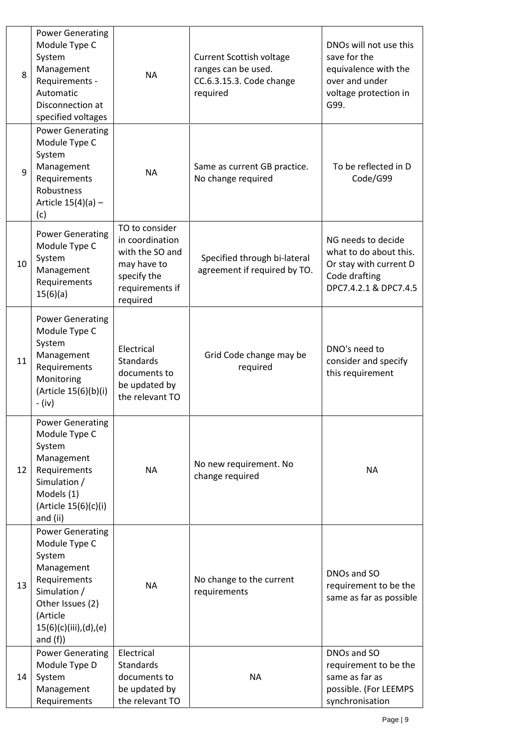| 8 | Power Generating Module Type C System Management Requirements - Automatic Disconnection at specified voltages | NA | Current Scottish voltage ranges can be used. CC.6.3.15.3. Code change required | DNOs will not use this save for the equivalence with the over and under voltage protection in G99. |
|---|---|---|---|---|
| 9 | Power Generating Module Type C System Management Requirements Robustness Article 15(4)(a) – (c) | NA | Same as current GB practice. No change required | To be reflected in D Code/G99 |
| 10 | Power Generating Module Type C System Management Requirements 15(6)(a) | TO to consider in coordination with the SO and may have to specify the requirements if required | Specified through bi-lateral agreement if required by TO. | NG needs to decide what to do about this. Or stay with current D Code drafting DPC7.4.2.1 & DPC7.4.5 |
| 11 | Power Generating Module Type C System Management Requirements Monitoring (Article 15(6)(b)(i) - (iv) | Electrical Standards documents to be updated by the relevant TO | Grid Code change may be required | DNO's need to consider and specify this requirement |
| 12 | Power Generating Module Type C System Management Requirements Simulation / Models (1) (Article 15(6)(c)(i) and (ii) | NA | No new requirement. No change required | NA |
| 13 | Power Generating Module Type C System Management Requirements Simulation / Other Issues (2) (Article 15(6)(c)(iii),(d),(e) and (f)) | NA | No change to the current requirements | DNOs and SO requirement to be the same as far as possible |
| 14 | Power Generating Module Type D System Management Requirements | Electrical Standards documents to be updated by the relevant TO | NA | DNOs and SO requirement to be the same as far as possible. (For LEEMPS synchronisation |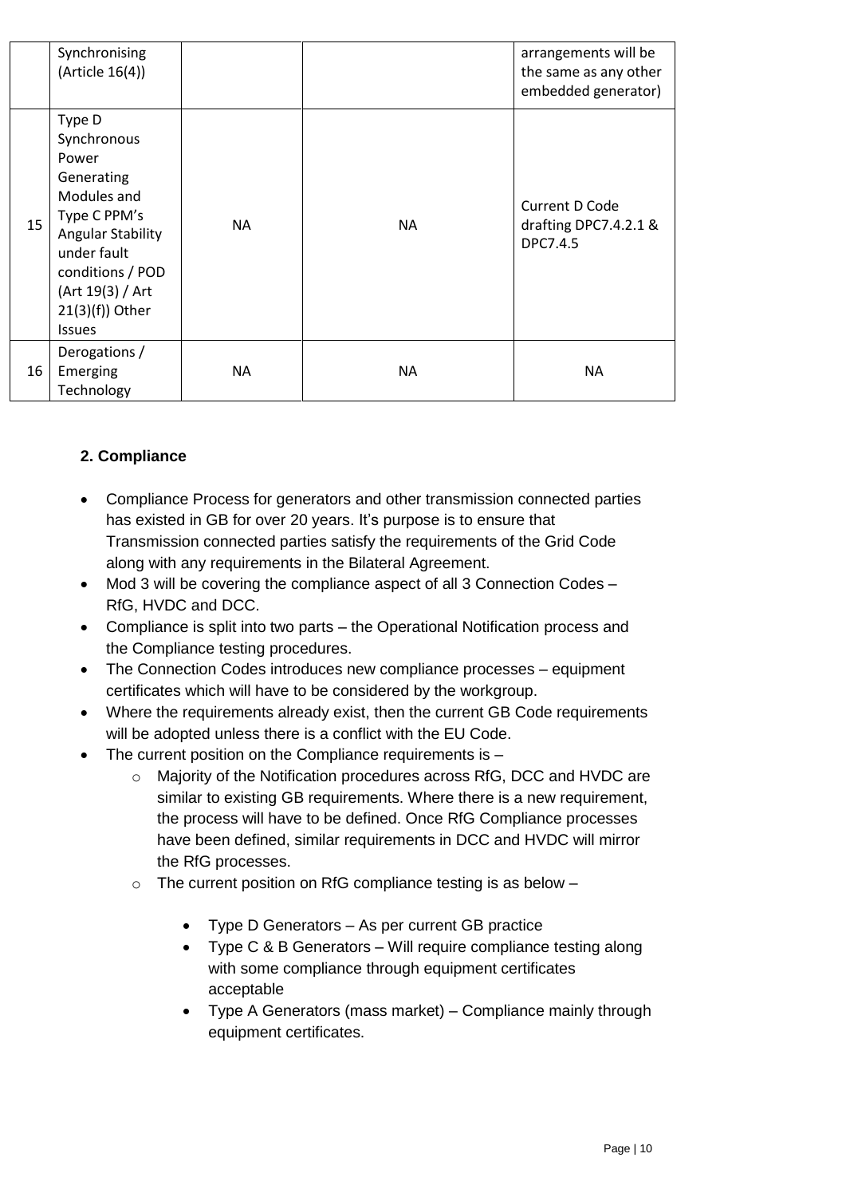| | | | | |
|---|---|---|---|---|
| | Synchronising (Article 16(4)) | | | arrangements will be the same as any other embedded generator) |
| 15 | Type D Synchronous Power Generating Modules and Type C PPM's Angular Stability under fault conditions / POD (Art 19(3) / Art 21(3)(f)) Other Issues | NA | NA | Current D Code drafting DPC7.4.2.1 & DPC7.4.5 |
| 16 | Derogations / Emerging Technology | NA | NA | NA |

## 2. Compliance

- Compliance Process for generators and other transmission connected parties has existed in GB for over 20 years. It's purpose is to ensure that Transmission connected parties satisfy the requirements of the Grid Code along with any requirements in the Bilateral Agreement.
- Mod 3 will be covering the compliance aspect of all 3 Connection Codes – RfG, HVDC and DCC.
- Compliance is split into two parts – the Operational Notification process and the Compliance testing procedures.
- The Connection Codes introduces new compliance processes – equipment certificates which will have to be considered by the workgroup.
- Where the requirements already exist, then the current GB Code requirements will be adopted unless there is a conflict with the EU Code.
- The current position on the Compliance requirements is –
  - Majority of the Notification procedures across RfG, DCC and HVDC are similar to existing GB requirements. Where there is a new requirement, the process will have to be defined. Once RfG Compliance processes have been defined, similar requirements in DCC and HVDC will mirror the RfG processes.
  - The current position on RfG compliance testing is as below –
    - Type D Generators – As per current GB practice
    - Type C & B Generators – Will require compliance testing along with some compliance through equipment certificates acceptable
    - Type A Generators (mass market) – Compliance mainly through equipment certificates.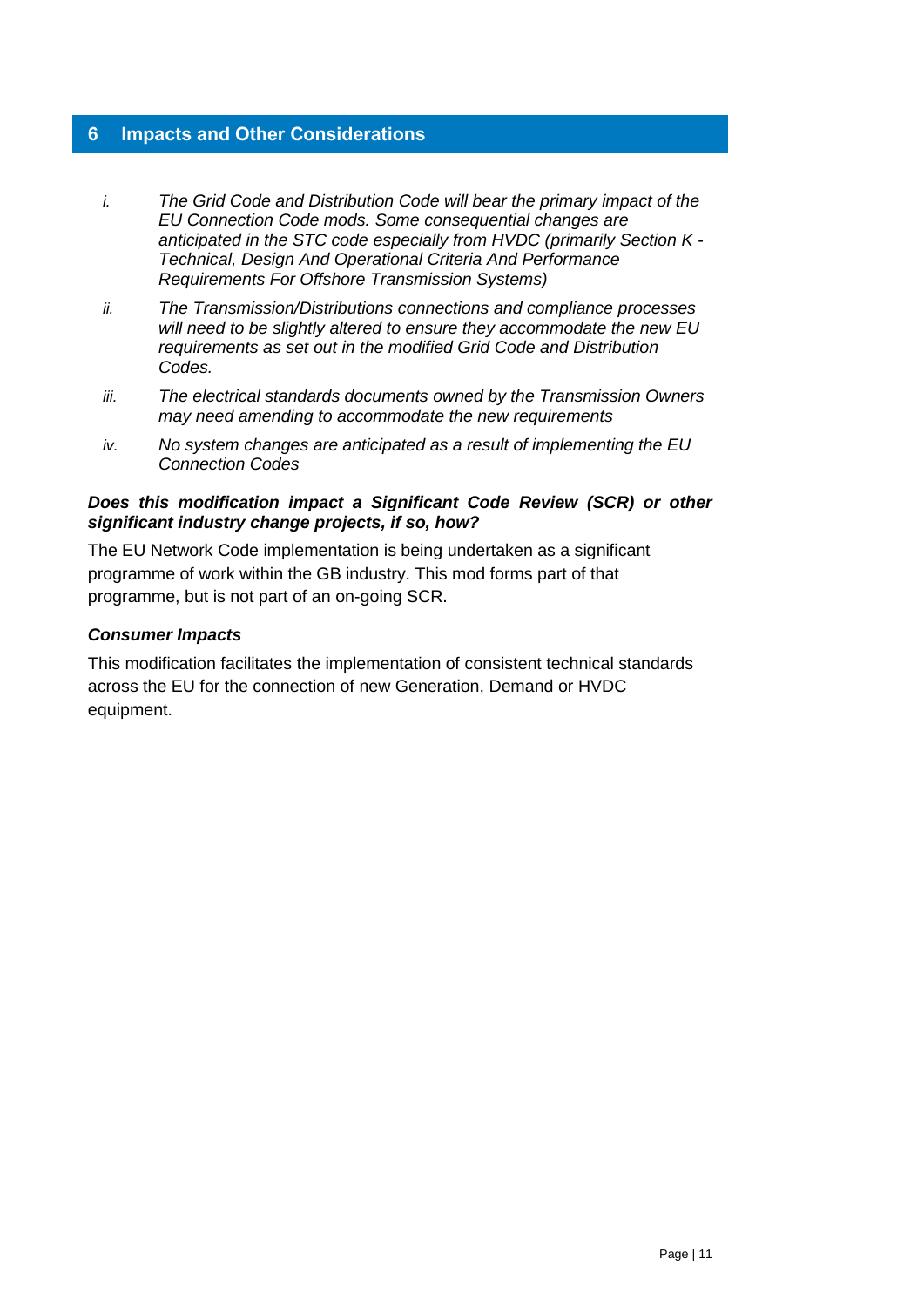## 6 Impacts and Other Considerations

i. *The Grid Code and Distribution Code will bear the primary impact of the EU Connection Code mods. Some consequential changes are anticipated in the STC code especially from HVDC (primarily Section K - Technical, Design And Operational Criteria And Performance Requirements For Offshore Transmission Systems)*

ii. *The Transmission/Distributions connections and compliance processes will need to be slightly altered to ensure they accommodate the new EU requirements as set out in the modified Grid Code and Distribution Codes.*

iii. *The electrical standards documents owned by the Transmission Owners may need amending to accommodate the new requirements*

iv. *No system changes are anticipated as a result of implementing the EU Connection Codes*

***Does this modification impact a Significant Code Review (SCR) or other significant industry change projects, if so, how?***

The EU Network Code implementation is being undertaken as a significant programme of work within the GB industry. This mod forms part of that programme, but is not part of an on-going SCR.

***Consumer Impacts***

This modification facilitates the implementation of consistent technical standards across the EU for the connection of new Generation, Demand or HVDC equipment.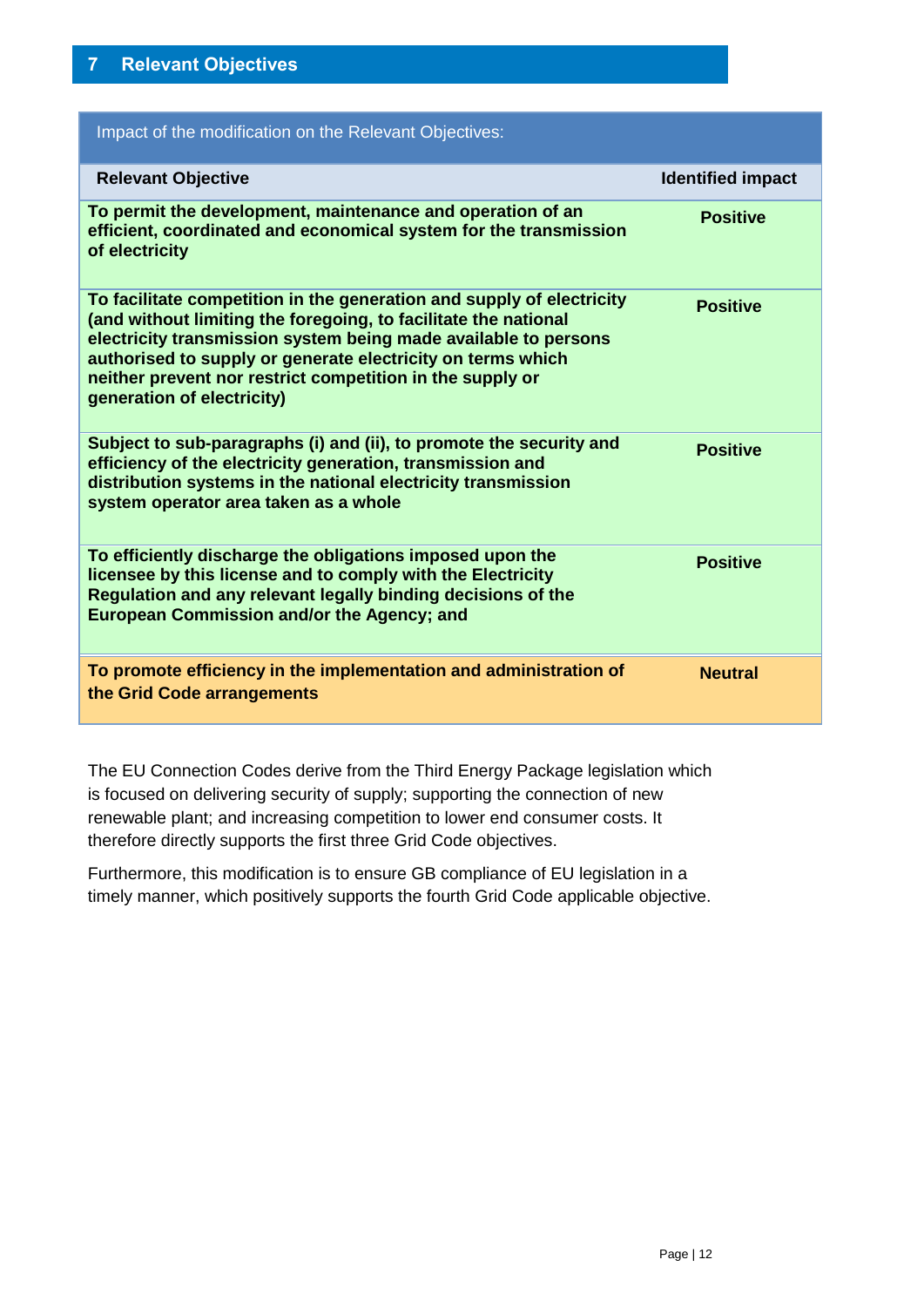## 7 Relevant Objectives

| Impact of the modification on the Relevant Objectives: | |
|---|---|
| **Relevant Objective** | **Identified impact** |
| **To permit the development, maintenance and operation of an efficient, coordinated and economical system for the transmission of electricity** | **Positive** |
| **To facilitate competition in the generation and supply of electricity (and without limiting the foregoing, to facilitate the national electricity transmission system being made available to persons authorised to supply or generate electricity on terms which neither prevent nor restrict competition in the supply or generation of electricity)** | **Positive** |
| **Subject to sub-paragraphs (i) and (ii), to promote the security and efficiency of the electricity generation, transmission and distribution systems in the national electricity transmission system operator area taken as a whole** | **Positive** |
| **To efficiently discharge the obligations imposed upon the licensee by this license and to comply with the Electricity Regulation and any relevant legally binding decisions of the European Commission and/or the Agency; and** | **Positive** |
| **To promote efficiency in the implementation and administration of the Grid Code arrangements** | **Neutral** |

The EU Connection Codes derive from the Third Energy Package legislation which is focused on delivering security of supply; supporting the connection of new renewable plant; and increasing competition to lower end consumer costs. It therefore directly supports the first three Grid Code objectives.

Furthermore, this modification is to ensure GB compliance of EU legislation in a timely manner, which positively supports the fourth Grid Code applicable objective.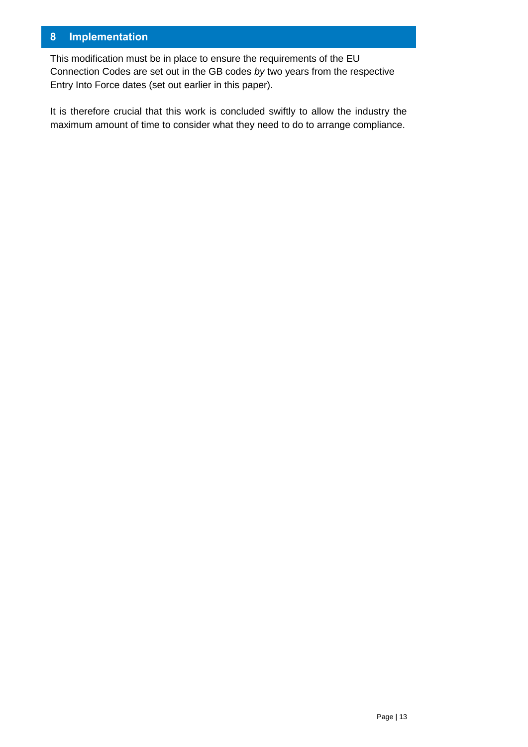## 8 Implementation

This modification must be in place to ensure the requirements of the EU Connection Codes are set out in the GB codes *by* two years from the respective Entry Into Force dates (set out earlier in this paper).

It is therefore crucial that this work is concluded swiftly to allow the industry the maximum amount of time to consider what they need to do to arrange compliance.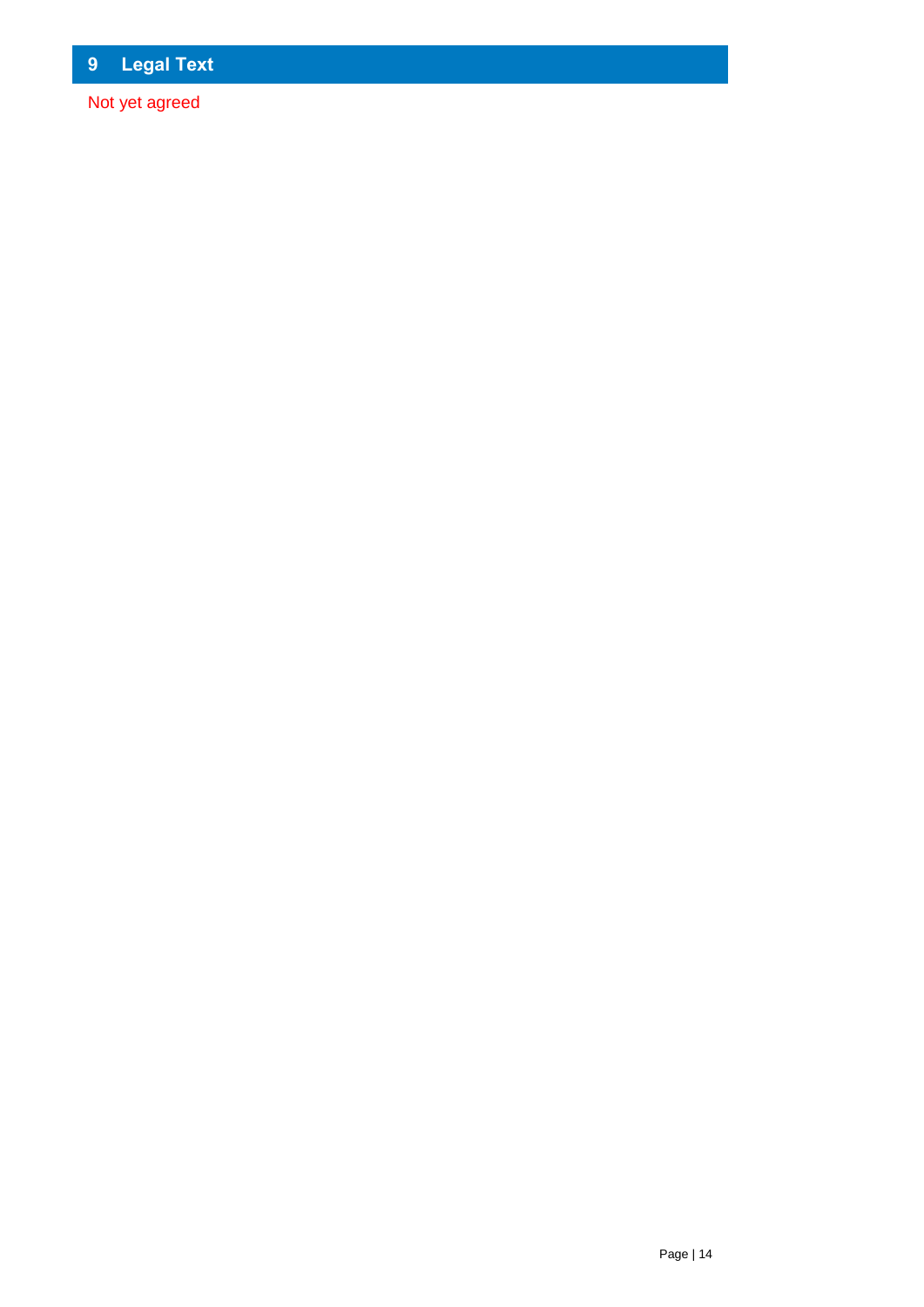# 9 Legal Text

Not yet agreed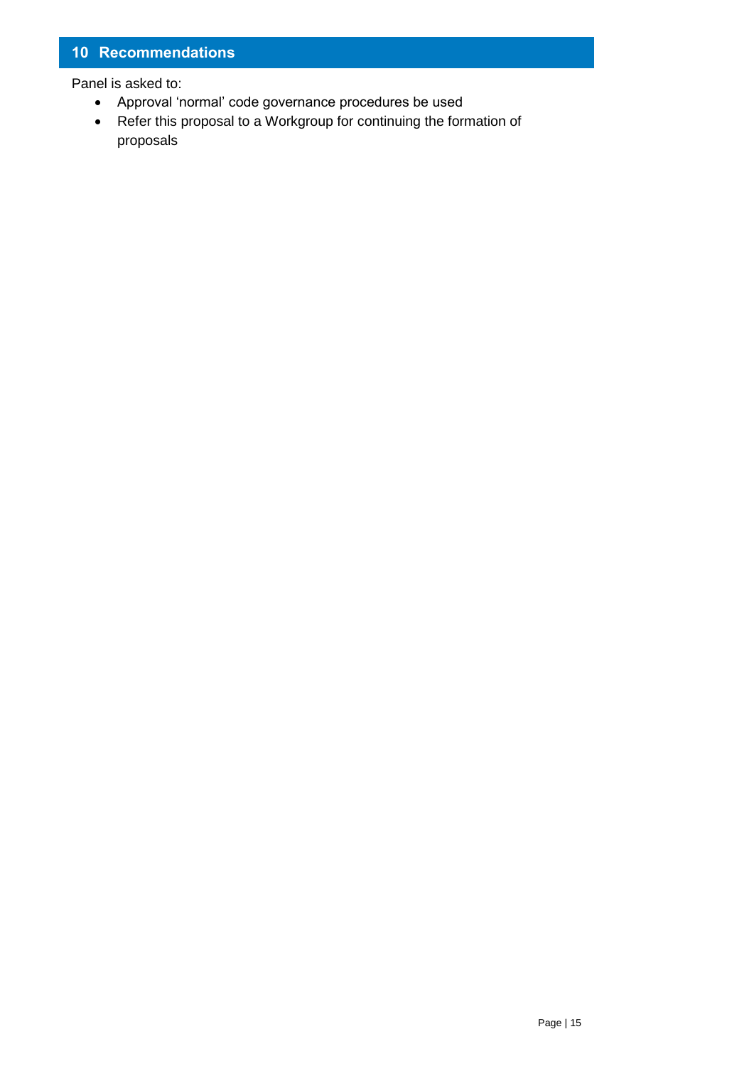## 10 Recommendations

Panel is asked to:

- Approval ‘normal’ code governance procedures be used
- Refer this proposal to a Workgroup for continuing the formation of proposals